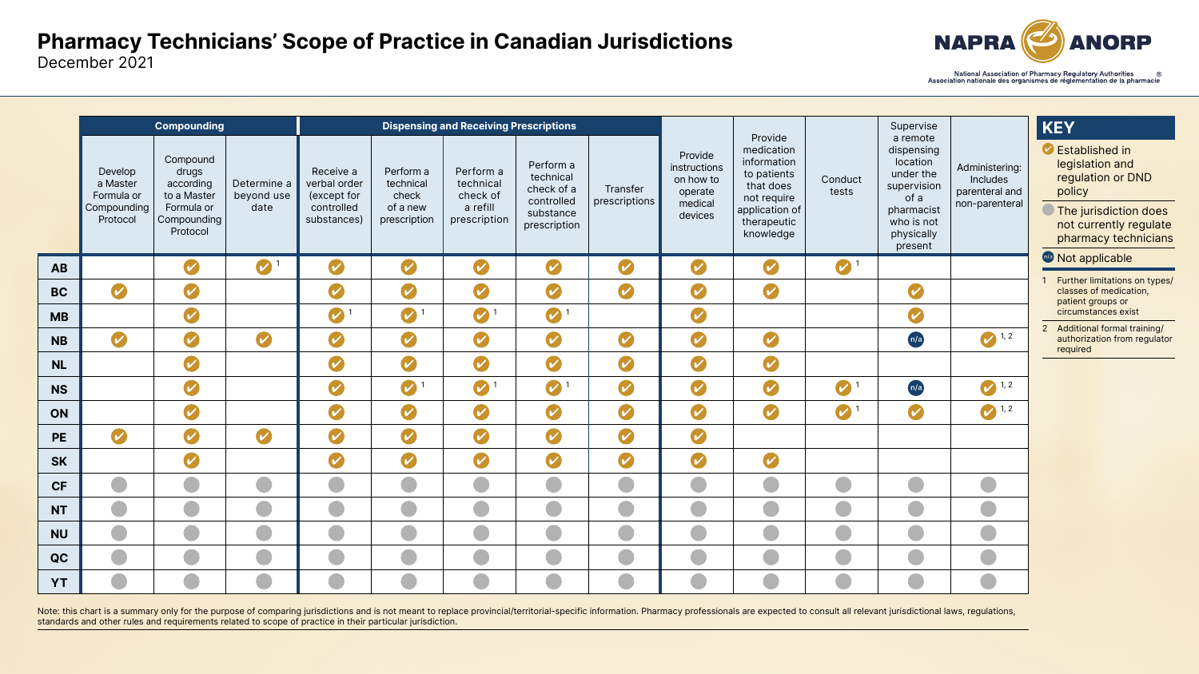# Pharmacy Technicians' Scope of Practice in Canadian Jurisdictions

December 2021

NAPRA ANORP — National Association of Pharmacy Regulatory Authorities / Association nationale des organismes de réglementation de la pharmacie

| | Compounding | | | Dispensing and Receiving Prescriptions | | | | | | | | | |
|---|---|---|---|---|---|---|---|---|---|---|---|---|---|
| | Develop a Master Formula or Compounding Protocol | Compound drugs according to a Master Formula or Compounding Protocol | Determine a beyond use date | Receive a verbal order (except for controlled substances) | Perform a technical check of a new prescription | Perform a technical check of a refill prescription | Perform a technical check of a controlled substance prescription | Transfer prescriptions | Provide instructions on how to operate medical devices | Provide medication information to patients that does not require application of therapeutic knowledge | Conduct tests | Supervise a remote dispensing location under the supervision of a pharmacist who is not physically present | Administering: Includes parenteral and non-parenteral |
| **AB** | | ✔ | ✔ [1] | ✔ | ✔ | ✔ | ✔ | ✔ | ✔ | ✔ | ✔ [1] | | |
| **BC** | ✔ | ✔ | | ✔ | ✔ | ✔ | ✔ | ✔ | ✔ | ✔ | | ✔ | |
| **MB** | | ✔ | | ✔ [1] | ✔ [1] | ✔ [1] | ✔ [1] | | ✔ | | | ✔ | |
| **NB** | ✔ | ✔ | ✔ | ✔ | ✔ | ✔ | ✔ | ✔ | ✔ | ✔ | | n/a | ✔ [1, 2] |
| **NL** | | ✔ | | ✔ | ✔ | ✔ | ✔ | ✔ | ✔ | ✔ | | | |
| **NS** | | ✔ | | ✔ | ✔ [1] | ✔ [1] | ✔ [1] | ✔ | ✔ | ✔ | ✔ [1] | n/a | ✔ [1, 2] |
| **ON** | | ✔ | | ✔ | ✔ | ✔ | ✔ | ✔ | ✔ | ✔ | ✔ [1] | ✔ | ✔ [1, 2] |
| **PE** | ✔ | ✔ | ✔ | ✔ | ✔ | ✔ | ✔ | ✔ | ✔ | | | | |
| **SK** | | ✔ | | ✔ | ✔ | ✔ | ✔ | ✔ | ✔ | ✔ | | | |
| **CF** | ● | ● | ● | ● | ● | ● | ● | ● | ● | ● | ● | ● | ● |
| **NT** | ● | ● | ● | ● | ● | ● | ● | ● | ● | ● | ● | ● | ● |
| **NU** | ● | ● | ● | ● | ● | ● | ● | ● | ● | ● | ● | ● | ● |
| **QC** | ● | ● | ● | ● | ● | ● | ● | ● | ● | ● | ● | ● | ● |
| **YT** | ● | ● | ● | ● | ● | ● | ● | ● | ● | ● | ● | ● | ● |

## KEY

- ✔ Established in legislation and regulation or DND policy
- ● The jurisdiction does not currently regulate pharmacy technicians
- n/a Not applicable

1. Further limitations on types/classes of medication, patient groups or circumstances exist
2. Additional formal training/authorization from regulator required

Note: this chart is a summary only for the purpose of comparing jurisdictions and is not meant to replace provincial/territorial-specific information. Pharmacy professionals are expected to consult all relevant jurisdictional laws, regulations, standards and other rules and requirements related to scope of practice in their particular jurisdiction.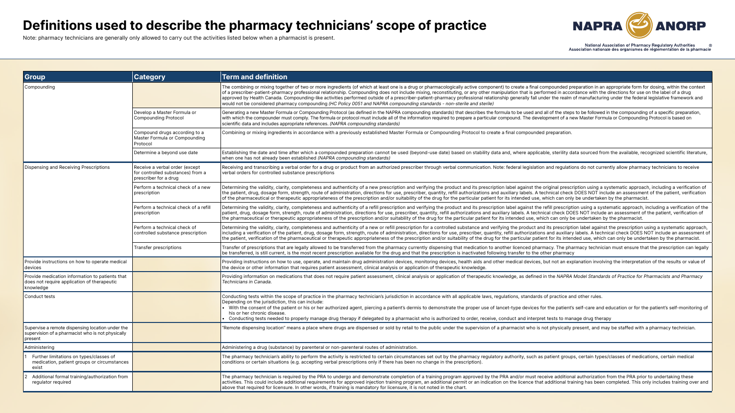# Definitions used to describe the pharmacy technicians' scope of practice

Note: pharmacy technicians are generally only allowed to carry out the activities listed below when a pharmacist is present.

| Group | Category | Term and definition |
|---|---|---|
| Compounding | | The combining or mixing together of two or more ingredients (of which at least one is a drug or pharmacologically active component) to create a final compounded preparation in an appropriate form for dosing, within the context of a prescriber-patient-pharmacy professional relationship. Compounding does not include mixing, reconstituting, or any other manipulation that is performed in accordance with the directions for use on the label of a drug approved by Health Canada. Compounding-like activities performed outside of a prescriber-patient-pharmacy professional relationship generally fall under the realm of manufacturing under the federal legislative framework and would not be considered pharmacy compounding *(HC Policy 0051 and NAPRA compounding standards - non-sterile and sterile)* |
| | Develop a Master Formula or Compounding Protocol | Generating a new Master Formula or Compounding Protocol (as defined in the NAPRA compounding standards) that describes the formula to be used and all of the steps to be followed in the compounding of a specific preparation, with which the compounder must comply. The formula or protocol must include all of the information required to prepare a particular compound. The development of a new Master Formula or Compounding Protocol is based on scientific data and includes appropriate references. *(NAPRA compounding standards)* |
| | Compound drugs according to a Master Formula or Compounding Protocol | Combining or mixing ingredients in accordance with a previously established Master Formula or Compounding Protocol to create a final compounded preparation. |
| | Determine a beyond use date | Establishing the date and time after which a compounded preparation cannot be used (beyond-use date) based on stability data and, where applicable, sterility data sourced from the available, recognized scientific literature, when one has not already been established *(NAPRA compounding standards)* |
| Dispensing and Receiving Prescriptions | Receive a verbal order (except for controlled substances) from a prescriber for a drug | Receiving and transcribing a verbal order for a drug or product from an authorized prescriber through verbal communication. Note: federal legislation and regulations do not currently allow pharmacy technicians to receive verbal orders for controlled substance prescriptions |
| | Perform a technical check of a new prescription | Determining the validity, clarity, completeness and authenticity of a new prescription and verifying the product and its prescription label against the original prescription using a systematic approach, including a verification of the patient, drug, dosage form, strength, route of administration, directions for use, prescriber, quantity, refill authorizations and auxiliary labels. A technical check DOES NOT include an assessment of the patient, verification of the pharmaceutical or therapeutic appropriateness of the prescription and/or suitability of the drug for the particular patient for its intended use, which can only be undertaken by the pharmacist. |
| | Perform a technical check of a refill prescription | Determining the validity, clarity, completeness and authenticity of a refill prescription and verifying the product and its prescription label against the refill prescription using a systematic approach, including a verification of the patient, drug, dosage form, strength, route of administration, directions for use, prescriber, quantity, refill authorizations and auxiliary labels. A technical check DOES NOT include an assessment of the patient, verification of the pharmaceutical or therapeutic appropriateness of the prescription and/or suitability of the drug for the particular patient for its intended use, which can only be undertaken by the pharmacist. |
| | Perform a technical check of controlled substance prescription | Determining the validity, clarity, completeness and authenticity of a new or refill prescription for a controlled substance and verifying the product and its prescription label against the prescription using a systematic approach, including a verification of the patient, drug, dosage form, strength, route of administration, directions for use, prescriber, quantity, refill authorizations and auxiliary labels. A technical check DOES NOT include an assessment of the patient, verification of the pharmaceutical or therapeutic appropriateness of the prescription and/or suitability of the drug for the particular patient for its intended use, which can only be undertaken by the pharmacist. |
| | Transfer prescriptions | Transfer of prescriptions that are legally allowed to be transferred from the pharmacy currently dispensing that medication to another licenced pharmacy. The pharmacy technician must ensure that the prescription can legally be transferred, is still current, is the most recent prescription available for the drug and that the prescription is inactivated following transfer to the other pharmacy |
| Provide instructions on how to operate medical devices | | Providing instructions on how to use, operate, and maintain drug administration devices, monitoring devices, health aids and other medical devices, but not an explanation involving the interpretation of the results or value of the device or other information that requires patient assessment, clinical analysis or application of therapeutic knowledge. |
| Provide medication information to patients that does not require application of therapeutic knowledge | | Providing information on medications that does not require patient assessment, clinical analysis or application of therapeutic knowledge, as defined in the *NAPRA Model Standards of Practice for Pharmacists and Pharmacy Technicians in Canada.* |
| Conduct tests | | Conducting tests within the scope of practice in the pharmacy technician's jurisdiction in accordance with all applicable laws, regulations, standards of practice and other rules.<br>Depending on the jurisdiction, this can include:<br>• With the consent of the patient or his or her authorized agent, piercing a patient's dermis to demonstrate the proper use of lancet-type devices for the patient's self-care and education or for the patient's self-monitoring of his or her chronic disease.<br>• Conducting tests needed to properly manage drug therapy if delegated by a pharmacist who is authorized to order, receive, conduct and interpret tests to manage drug therapy |
| Supervise a remote dispensing location under the supervision of a pharmacist who is not physically present | | "Remote dispensing location" means a place where drugs are dispensed or sold by retail to the public under the supervision of a pharmacist who is not physically present, and may be staffed with a pharmacy technician. |
| Administering | | Administering a drug (substance) by parenteral or non-parenteral routes of administration. |
| 1 Further limitations on types/classes of medication, patient groups or circumstances exist | | The pharmacy technician's ability to perform the activity is restricted to certain circumstances set out by the pharmacy regulatory authority, such as patient groups, certain types/classes of medications, certain medical conditions or certain situations (e.g. accepting verbal prescriptions only if there has been no change in the prescription). |
| 2 Additional formal training/authorization from regulator required | | The pharmacy technician is required by the PRA to undergo and demonstrate completion of a training program approved by the PRA and/or must receive additional authorization from the PRA prior to undertaking these activities. This could include additional requirements for approved injection training program, an additional permit or an indication on the licence that additional training has been completed. This only includes training over and above that required for licensure. In other words, if training is mandatory for licensure, it is not noted in the chart. |